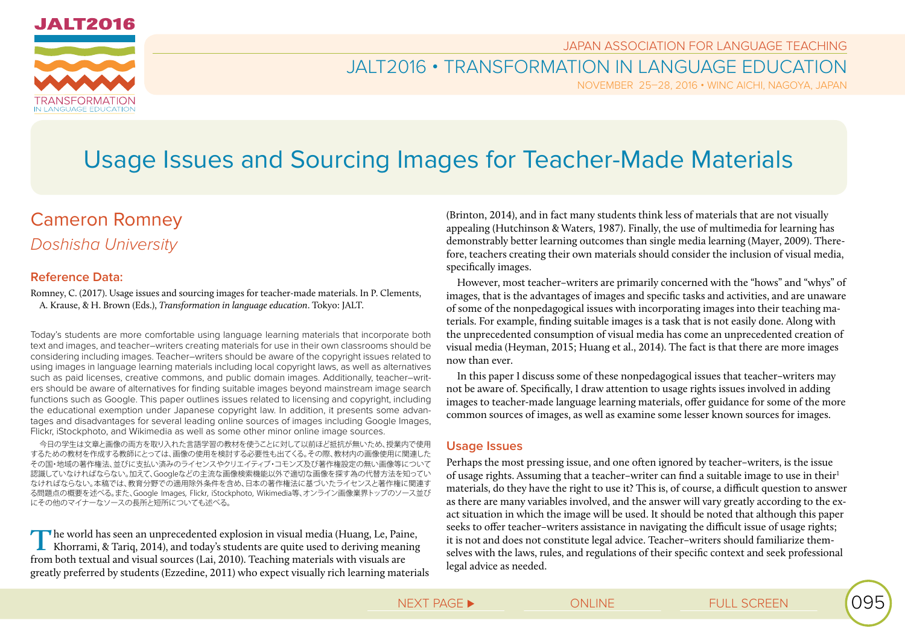# Usage Issues and Sourcing Images for Teacher-Made Materials

## Cameron Romney

*Doshisha University*

### Reference Data:

Romney, C. (2017). Usage issues and sourcing images for teacher-made materials. In P. Clements, A. Krause, & H. Brown (Eds.), *Transformation in language education*. Tokyo: JALT.

Today's students are more comfortable using language learning materials that incorporate both text and images, and teacher–writers creating materials for use in their own classrooms should be considering including images. Teacher–writers should be aware of the copyright issues related to using images in language learning materials including local copyright laws, as well as alternatives such as paid licenses, creative commons, and public domain images. Additionally, teacher–writers should be aware of alternatives for finding suitable images beyond mainstream image search functions such as Google. This paper outlines issues related to licensing and copyright, including the educational exemption under Japanese copyright law. In addition, it presents some advantages and disadvantages for several leading online sources of images including Google Images, Flickr, iStockphoto, and Wikimedia as well as some other minor online image sources.

今日の学生は文章と画像の両方を取り入れた言語学習の教材を使うことに対して以前ほど抵抗が無いため、授業内で使用するための教材を作成する教師にとっては、画像の使用を検討する必要性も出てくる。その際、教材内の画像使用に関連したその国・地域の著作権法、並びに支払い済みのライセンスやクリエイティブ・コモンズ及び著作権設定の無い画像等について認識していなければならない。加えて、Googleなどの主流な画像検索機能以外で適切な画像を探す為の代替方法を知っていなければならない。本稿では、教育分野での適用除外条件を含め、日本の著作権法に基づいたライセンスと著作権に関連する問題点の概要を述べる。また、Google Images, Flickr, iStockphoto, Wikimedia等、オンライン画像業界トップのソース並びにその他のマイナーなソースの長所と短所についても述べる。

The world has seen an unprecedented explosion in visual media (Huang, Le, Paine, Khorrami, & Tariq, 2014), and today's students are quite used to deriving meaning from both textual and visual sources (Lai, 2010). Teaching materials with visuals are greatly preferred by students (Ezzedine, 2011) who expect visually rich learning materials (Brinton, 2014), and in fact many students think less of materials that are not visually appealing (Hutchinson & Waters, 1987). Finally, the use of multimedia for learning has demonstrably better learning outcomes than single media learning (Mayer, 2009). Therefore, teachers creating their own materials should consider the inclusion of visual media, specifically images.

However, most teacher–writers are primarily concerned with the "hows" and "whys" of images, that is the advantages of images and specific tasks and activities, and are unaware of some of the nonpedagogical issues with incorporating images into their teaching materials. For example, finding suitable images is a task that is not easily done. Along with the unprecedented consumption of visual media has come an unprecedented creation of visual media (Heyman, 2015; Huang et al., 2014). The fact is that there are more images now than ever.

In this paper I discuss some of these nonpedagogical issues that teacher–writers may not be aware of. Specifically, I draw attention to usage rights issues involved in adding images to teacher-made language learning materials, offer guidance for some of the more common sources of images, as well as examine some lesser known sources for images.

### Usage Issues

Perhaps the most pressing issue, and one often ignored by teacher–writers, is the issue of usage rights. Assuming that a teacher–writer can find a suitable image to use in their[1] materials, do they have the right to use it? This is, of course, a difficult question to answer as there are many variables involved, and the answer will vary greatly according to the exact situation in which the image will be used. It should be noted that although this paper seeks to offer teacher–writers assistance in navigating the difficult issue of usage rights; it is not and does not constitute legal advice. Teacher–writers should familiarize themselves with the laws, rules, and regulations of their specific context and seek professional legal advice as needed.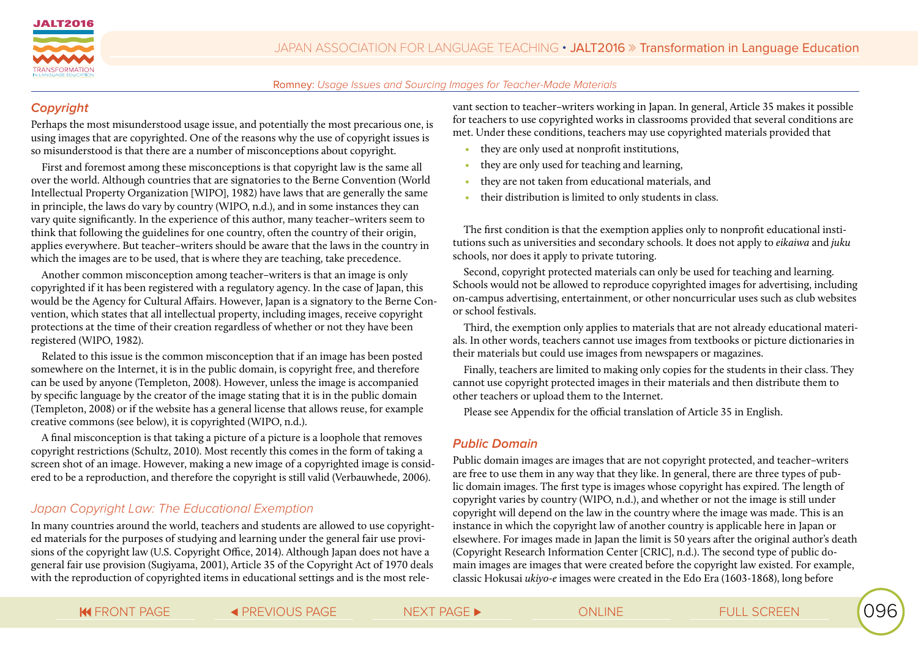## Copyright

Perhaps the most misunderstood usage issue, and potentially the most precarious one, is using images that are copyrighted. One of the reasons why the use of copyright issues is so misunderstood is that there are a number of misconceptions about copyright.

First and foremost among these misconceptions is that copyright law is the same all over the world. Although countries that are signatories to the Berne Convention (World Intellectual Property Organization [WIPO], 1982) have laws that are generally the same in principle, the laws do vary by country (WIPO, n.d.), and in some instances they can vary quite significantly. In the experience of this author, many teacher–writers seem to think that following the guidelines for one country, often the country of their origin, applies everywhere. But teacher–writers should be aware that the laws in the country in which the images are to be used, that is where they are teaching, take precedence.

Another common misconception among teacher–writers is that an image is only copyrighted if it has been registered with a regulatory agency. In the case of Japan, this would be the Agency for Cultural Affairs. However, Japan is a signatory to the Berne Convention, which states that all intellectual property, including images, receive copyright protections at the time of their creation regardless of whether or not they have been registered (WIPO, 1982).

Related to this issue is the common misconception that if an image has been posted somewhere on the Internet, it is in the public domain, is copyright free, and therefore can be used by anyone (Templeton, 2008). However, unless the image is accompanied by specific language by the creator of the image stating that it is in the public domain (Templeton, 2008) or if the website has a general license that allows reuse, for example creative commons (see below), it is copyrighted (WIPO, n.d.).

A final misconception is that taking a picture of a picture is a loophole that removes copyright restrictions (Schultz, 2010). Most recently this comes in the form of taking a screen shot of an image. However, making a new image of a copyrighted image is considered to be a reproduction, and therefore the copyright is still valid (Verbauwhede, 2006).

### Japan Copyright Law: The Educational Exemption

In many countries around the world, teachers and students are allowed to use copyrighted materials for the purposes of studying and learning under the general fair use provisions of the copyright law (U.S. Copyright Office, 2014). Although Japan does not have a general fair use provision (Sugiyama, 2001), Article 35 of the Copyright Act of 1970 deals with the reproduction of copyrighted items in educational settings and is the most relevant section to teacher–writers working in Japan. In general, Article 35 makes it possible for teachers to use copyrighted works in classrooms provided that several conditions are met. Under these conditions, teachers may use copyrighted materials provided that

- they are only used at nonprofit institutions,
- they are only used for teaching and learning,
- they are not taken from educational materials, and
- their distribution is limited to only students in class.

The first condition is that the exemption applies only to nonprofit educational institutions such as universities and secondary schools. It does not apply to *eikaiwa* and *juku* schools, nor does it apply to private tutoring.

Second, copyright protected materials can only be used for teaching and learning. Schools would not be allowed to reproduce copyrighted images for advertising, including on-campus advertising, entertainment, or other noncurricular uses such as club websites or school festivals.

Third, the exemption only applies to materials that are not already educational materials. In other words, teachers cannot use images from textbooks or picture dictionaries in their materials but could use images from newspapers or magazines.

Finally, teachers are limited to making only copies for the students in their class. They cannot use copyright protected images in their materials and then distribute them to other teachers or upload them to the Internet.

Please see Appendix for the official translation of Article 35 in English.

## Public Domain

Public domain images are images that are not copyright protected, and teacher–writers are free to use them in any way that they like. In general, there are three types of public domain images. The first type is images whose copyright has expired. The length of copyright varies by country (WIPO, n.d.), and whether or not the image is still under copyright will depend on the law in the country where the image was made. This is an instance in which the copyright law of another country is applicable here in Japan or elsewhere. For images made in Japan the limit is 50 years after the original author's death (Copyright Research Information Center [CRIC], n.d.). The second type of public domain images are images that were created before the copyright law existed. For example, classic Hokusai *ukiyo-e* images were created in the Edo Era (1603-1868), long before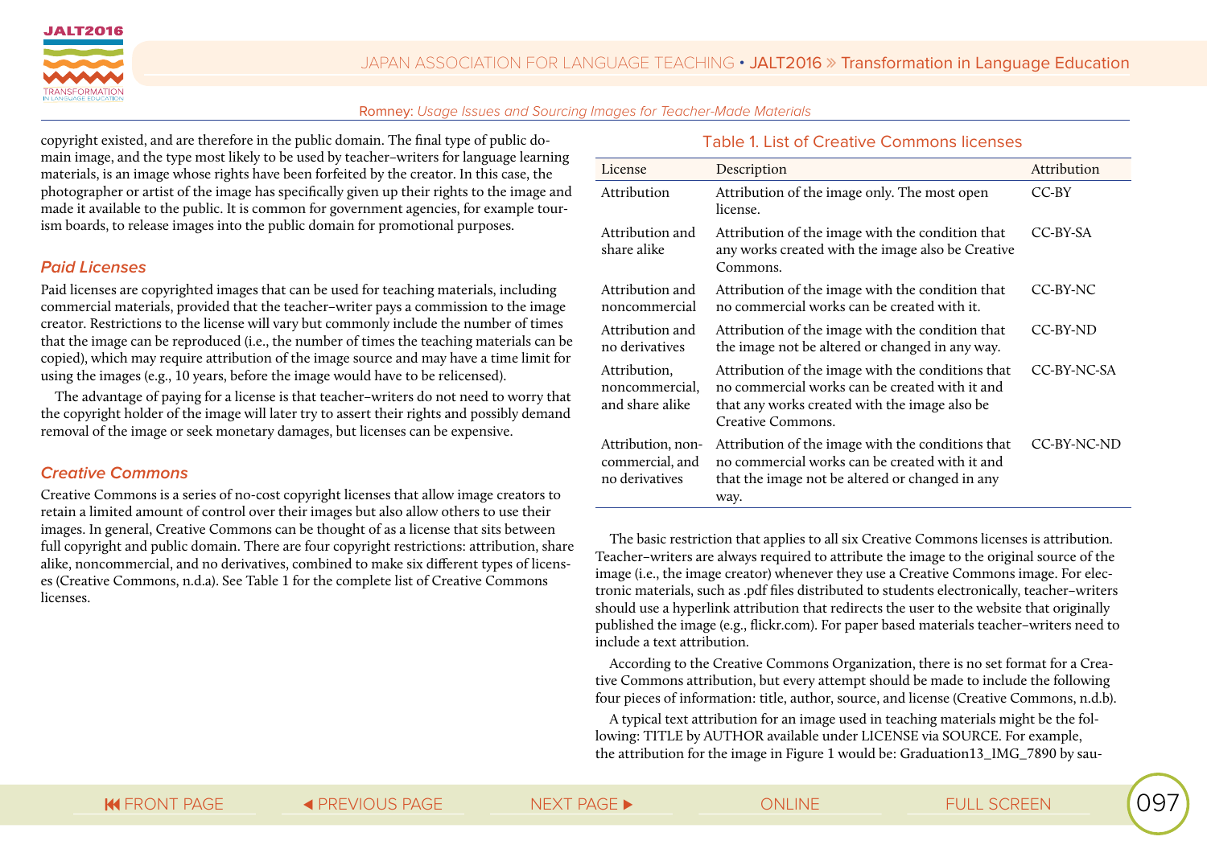copyright existed, and are therefore in the public domain. The final type of public domain image, and the type most likely to be used by teacher–writers for language learning materials, is an image whose rights have been forfeited by the creator. In this case, the photographer or artist of the image has specifically given up their rights to the image and made it available to the public. It is common for government agencies, for example tourism boards, to release images into the public domain for promotional purposes.

### *Paid Licenses*

Paid licenses are copyrighted images that can be used for teaching materials, including commercial materials, provided that the teacher–writer pays a commission to the image creator. Restrictions to the license will vary but commonly include the number of times that the image can be reproduced (i.e., the number of times the teaching materials can be copied), which may require attribution of the image source and may have a time limit for using the images (e.g., 10 years, before the image would have to be relicensed).

The advantage of paying for a license is that teacher–writers do not need to worry that the copyright holder of the image will later try to assert their rights and possibly demand removal of the image or seek monetary damages, but licenses can be expensive.

### *Creative Commons*

Creative Commons is a series of no-cost copyright licenses that allow image creators to retain a limited amount of control over their images but also allow others to use their images. In general, Creative Commons can be thought of as a license that sits between full copyright and public domain. There are four copyright restrictions: attribution, share alike, noncommercial, and no derivatives, combined to make six different types of licenses (Creative Commons, n.d.a). See Table 1 for the complete list of Creative Commons licenses.

Table 1. List of Creative Commons licenses

| License | Description | Attribution |
|---|---|---|
| Attribution | Attribution of the image only. The most open license. | CC-BY |
| Attribution and share alike | Attribution of the image with the condition that any works created with the image also be Creative Commons. | CC-BY-SA |
| Attribution and noncommercial | Attribution of the image with the condition that no commercial works can be created with it. | CC-BY-NC |
| Attribution and no derivatives | Attribution of the image with the condition that the image not be altered or changed in any way. | CC-BY-ND |
| Attribution, noncommercial, and share alike | Attribution of the image with the conditions that no commercial works can be created with it and that any works created with the image be Creative Commons. | CC-BY-NC-SA |
| Attribution, noncommercial, and no derivatives | Attribution of the image with the conditions that no commercial works can be created with it and that the image not be altered or changed in any way. | CC-BY-NC-ND |

The basic restriction that applies to all six Creative Commons licenses is attribution. Teacher–writers are always required to attribute the image to the original source of the image (i.e., the image creator) whenever they use a Creative Commons image. For electronic materials, such as .pdf files distributed to students electronically, teacher–writers should use a hyperlink attribution that redirects the user to the website that originally published the image (e.g., flickr.com). For paper based materials teacher–writers need to include a text attribution.

According to the Creative Commons Organization, there is no set format for a Creative Commons attribution, but every attempt should be made to include the following four pieces of information: title, author, source, and license (Creative Commons, n.d.b).

A typical text attribution for an image used in teaching materials might be the following: TITLE by AUTHOR available under LICENSE via SOURCE. For example, the attribution for the image in Figure 1 would be: Graduation13_IMG_7890 by sau-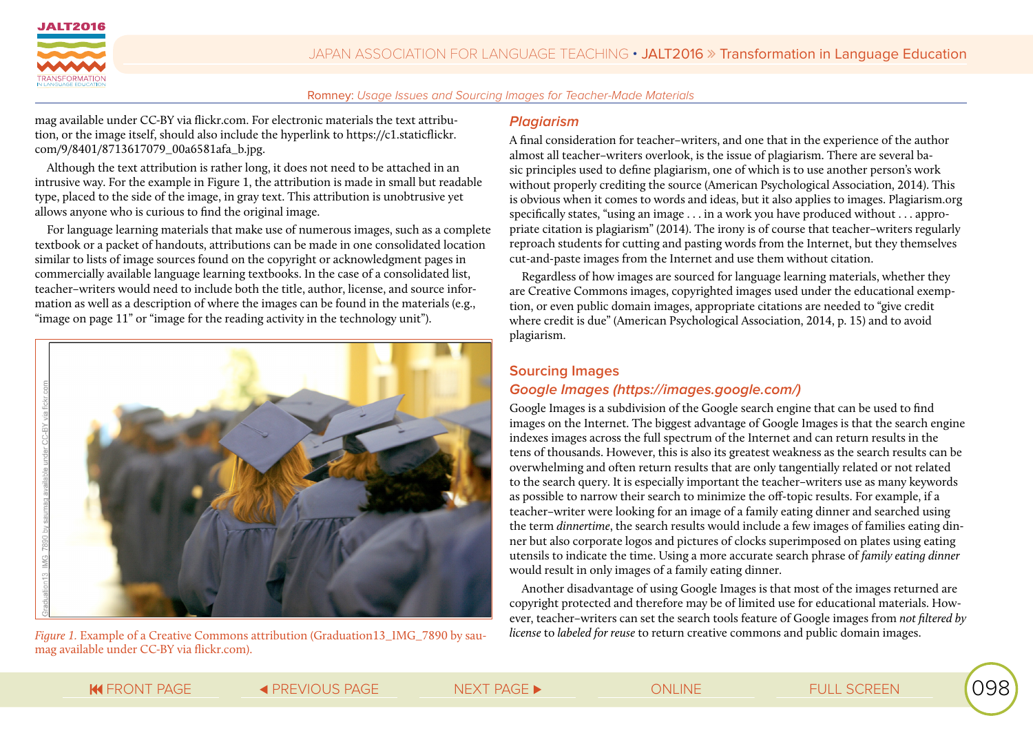mag available under CC-BY via flickr.com. For electronic materials the text attribution, or the image itself, should also include the hyperlink to https://c1.staticflickr.com/9/8401/8713617079_00a6581afa_b.jpg.

Although the text attribution is rather long, it does not need to be attached in an intrusive way. For the example in Figure 1, the attribution is made in small but readable type, placed to the side of the image, in gray text. This attribution is unobtrusive yet allows anyone who is curious to find the original image.

For language learning materials that make use of numerous images, such as a complete textbook or a packet of handouts, attributions can be made in one consolidated location similar to lists of image sources found on the copyright or acknowledgment pages in commercially available language learning textbooks. In the case of a consolidated list, teacher–writers would need to include both the title, author, license, and source information as well as a description of where the images can be found in the materials (e.g., “image on page 11” or “image for the reading activity in the technology unit”).

*Figure 1.* Example of a Creative Commons attribution (Graduation13_IMG_7890 by saumag available under CC-BY via flickr.com).

### *Plagiarism*

A final consideration for teacher–writers, and one that in the experience of the author almost all teacher–writers overlook, is the issue of plagiarism. There are several basic principles used to define plagiarism, one of which is to use another person’s work without properly crediting the source (American Psychological Association, 2014). This is obvious when it comes to words and ideas, but it also applies to images. Plagiarism.org specifically states, “using an image . . . in a work you have produced without . . . appropriate citation is plagiarism” (2014). The irony is of course that teacher–writers regularly reproach students for cutting and pasting words from the Internet, but they themselves cut-and-paste images from the Internet and use them without citation.

Regardless of how images are sourced for language learning materials, whether they are Creative Commons images, copyrighted images used under the educational exemption, or even public domain images, appropriate citations are needed to “give credit where credit is due” (American Psychological Association, 2014, p. 15) and to avoid plagiarism.

## Sourcing Images

### *Google Images (https://images.google.com/)*

Google Images is a subdivision of the Google search engine that can be used to find images on the Internet. The biggest advantage of Google Images is that the search engine indexes images across the full spectrum of the Internet and can return results in the tens of thousands. However, this is also its greatest weakness as the search results can be overwhelming and often return results that are only tangentially related or not related to the search query. It is especially important the teacher–writers use as many keywords as possible to narrow their search to minimize the off-topic results. For example, if a teacher–writer were looking for an image of a family eating dinner and searched using the term *dinnertime*, the search results would include a few images of families eating dinner but also corporate logos and pictures of clocks superimposed on plates using eating utensils to indicate the time. Using a more accurate search phrase of *family eating dinner* would result in only images of a family eating dinner.

Another disadvantage of using Google Images is that most of the images returned are copyright protected and therefore may be of limited use for educational materials. However, teacher–writers can set the search tools feature of Google images from *not filtered by license* to *labeled for reuse* to return creative commons and public domain images.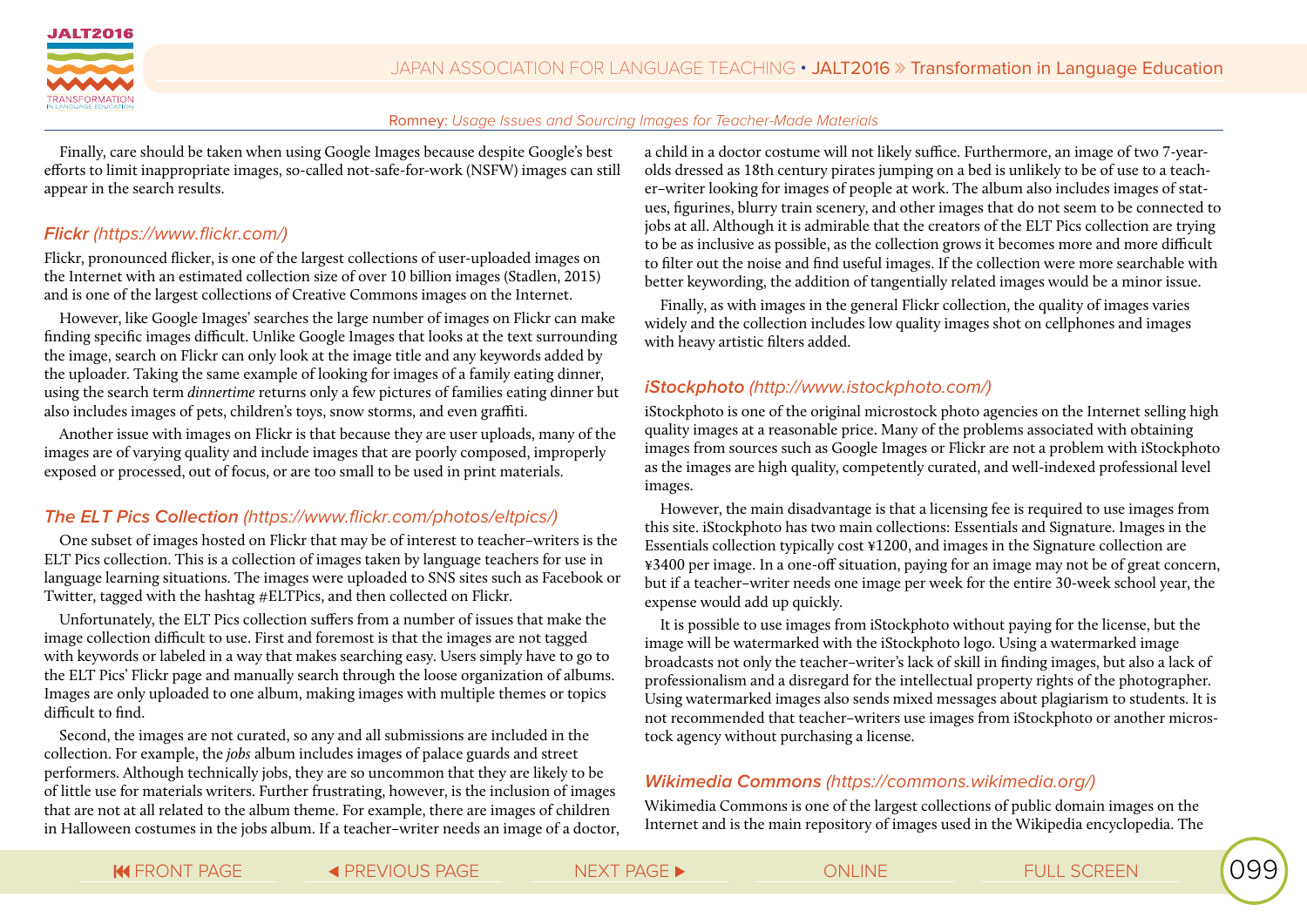Finally, care should be taken when using Google Images because despite Google's best efforts to limit inappropriate images, so-called not-safe-for-work (NSFW) images can still appear in the search results.

### *Flickr (https://www.flickr.com/)*

Flickr, pronounced flicker, is one of the largest collections of user-uploaded images on the Internet with an estimated collection size of over 10 billion images (Stadlen, 2015) and is one of the largest collections of Creative Commons images on the Internet.

However, like Google Images' searches the large number of images on Flickr can make finding specific images difficult. Unlike Google Images that looks at the text surrounding the image, search on Flickr can only look at the image title and any keywords added by the uploader. Taking the same example of looking for images of a family eating dinner, using the search term *dinnertime* returns only a few pictures of families eating dinner but also includes images of pets, children's toys, snow storms, and even graffiti.

Another issue with images on Flickr is that because they are user uploads, many of the images are of varying quality and include images that are poorly composed, improperly exposed or processed, out of focus, or are too small to be used in print materials.

### *The ELT Pics Collection (https://www.flickr.com/photos/eltpics/)*

One subset of images hosted on Flickr that may be of interest to teacher–writers is the ELT Pics collection. This is a collection of images taken by language teachers for use in language learning situations. The images were uploaded to SNS sites such as Facebook or Twitter, tagged with the hashtag #ELTPics, and then collected on Flickr.

Unfortunately, the ELT Pics collection suffers from a number of issues that make the image collection difficult to use. First and foremost is that the images are not tagged with keywords or labeled in a way that makes searching easy. Users simply have to go to the ELT Pics' Flickr page and manually search through the loose organization of albums. Images are only uploaded to one album, making images with multiple themes or topics difficult to find.

Second, the images are not curated, so any and all submissions are included in the collection. For example, the *jobs* album includes images of palace guards and street performers. Although technically jobs, they are so uncommon that they are likely to be of little use for materials writers. Further frustrating, however, is the inclusion of images that are not at all related to the album theme. For example, there are images of children in Halloween costumes in the jobs album. If a teacher–writer needs an image of a doctor, a child in a doctor costume will not likely suffice. Furthermore, an image of two 7-year-olds dressed as 18th century pirates jumping on a bed is unlikely to be of use to a teacher–writer looking for images of people at work. The album also includes images of statues, figurines, blurry train scenery, and other images that do not seem to be connected to jobs at all. Although it is admirable that the creators of the ELT Pics collection are trying to be as inclusive as possible, as the collection grows it becomes more and more difficult to filter out the noise and find useful images. If the collection were more searchable with better keywording, the addition of tangentially related images would be a minor issue.

Finally, as with images in the general Flickr collection, the quality of images varies widely and the collection includes low quality images shot on cellphones and images with heavy artistic filters added.

### *iStockphoto (http://www.istockphoto.com/)*

iStockphoto is one of the original microstock photo agencies on the Internet selling high quality images at a reasonable price. Many of the problems associated with obtaining images from sources such as Google Images or Flickr are not a problem with iStockphoto as the images are high quality, competently curated, and well-indexed professional level images.

However, the main disadvantage is that a licensing fee is required to use images from this site. iStockphoto has two main collections: Essentials and Signature. Images in the Essentials collection typically cost ¥1200, and images in the Signature collection are ¥3400 per image. In a one-off situation, paying for an image may not be of great concern, but if a teacher–writer needs one image per week for the entire 30-week school year, the expense would add up quickly.

It is possible to use images from iStockphoto without paying for the license, but the image will be watermarked with the iStockphoto logo. Using a watermarked image broadcasts not only the teacher–writer's lack of skill in finding images, but also a lack of professionalism and a disregard for the intellectual property rights of the photographer. Using watermarked images also sends mixed messages about plagiarism to students. It is not recommended that teacher–writers use images from iStockphoto or another microstock agency without purchasing a license.

### *Wikimedia Commons (https://commons.wikimedia.org/)*

Wikimedia Commons is one of the largest collections of public domain images on the Internet and is the main repository of images used in the Wikipedia encyclopedia. The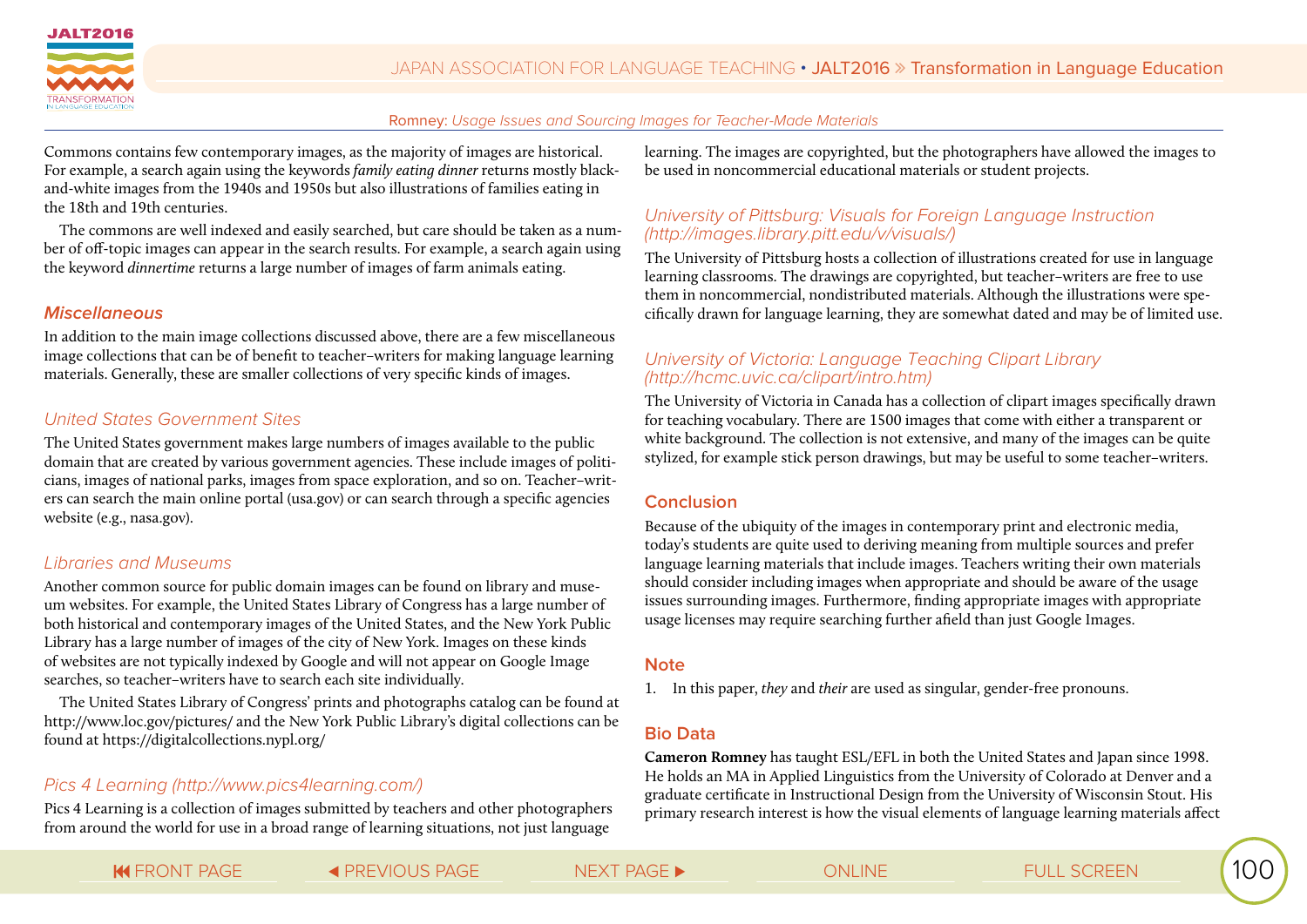Commons contains few contemporary images, as the majority of images are historical. For example, a search again using the keywords *family eating dinner* returns mostly black-and-white images from the 1940s and 1950s but also illustrations of families eating in the 18th and 19th centuries.

The commons are well indexed and easily searched, but care should be taken as a number of off-topic images can appear in the search results. For example, a search again using the keyword *dinnertime* returns a large number of images of farm animals eating.

### *Miscellaneous*

In addition to the main image collections discussed above, there are a few miscellaneous image collections that can be of benefit to teacher–writers for making language learning materials. Generally, these are smaller collections of very specific kinds of images.

#### *United States Government Sites*

The United States government makes large numbers of images available to the public domain that are created by various government agencies. These include images of politicians, images of national parks, images from space exploration, and so on. Teacher–writers can search the main online portal (usa.gov) or can search through a specific agencies website (e.g., nasa.gov).

#### *Libraries and Museums*

Another common source for public domain images can be found on library and museum websites. For example, the United States Library of Congress has a large number of both historical and contemporary images of the United States, and the New York Public Library has a large number of images of the city of New York. Images on these kinds of websites are not typically indexed by Google and will not appear on Google Image searches, so teacher–writers have to search each site individually.

The United States Library of Congress' prints and photographs catalog can be found at http://www.loc.gov/pictures/ and the New York Public Library's digital collections can be found at https://digitalcollections.nypl.org/

#### *Pics 4 Learning (http://www.pics4learning.com/)*

Pics 4 Learning is a collection of images submitted by teachers and other photographers from around the world for use in a broad range of learning situations, not just language learning. The images are copyrighted, but the photographers have allowed the images to be used in noncommercial educational materials or student projects.

#### *University of Pittsburg: Visuals for Foreign Language Instruction (http://images.library.pitt.edu/v/visuals/)*

The University of Pittsburg hosts a collection of illustrations created for use in language learning classrooms. The drawings are copyrighted, but teacher–writers are free to use them in noncommercial, nondistributed materials. Although the illustrations were specifically drawn for language learning, they are somewhat dated and may be of limited use.

#### *University of Victoria: Language Teaching Clipart Library (http://hcmc.uvic.ca/clipart/intro.htm)*

The University of Victoria in Canada has a collection of clipart images specifically drawn for teaching vocabulary. There are 1500 images that come with either a transparent or white background. The collection is not extensive, and many of the images can be quite stylized, for example stick person drawings, but may be useful to some teacher–writers.

## Conclusion

Because of the ubiquity of the images in contemporary print and electronic media, today's students are quite used to deriving meaning from multiple sources and prefer language learning materials that include images. Teachers writing their own materials should consider including images when appropriate and should be aware of the usage issues surrounding images. Furthermore, finding appropriate images with appropriate usage licenses may require searching further afield than just Google Images.

## Note

1. In this paper, *they* and *their* are used as singular, gender-free pronouns.

## Bio Data

**Cameron Romney** has taught ESL/EFL in both the United States and Japan since 1998. He holds an MA in Applied Linguistics from the University of Colorado at Denver and a graduate certificate in Instructional Design from the University of Wisconsin Stout. His primary research interest is how the visual elements of language learning materials affect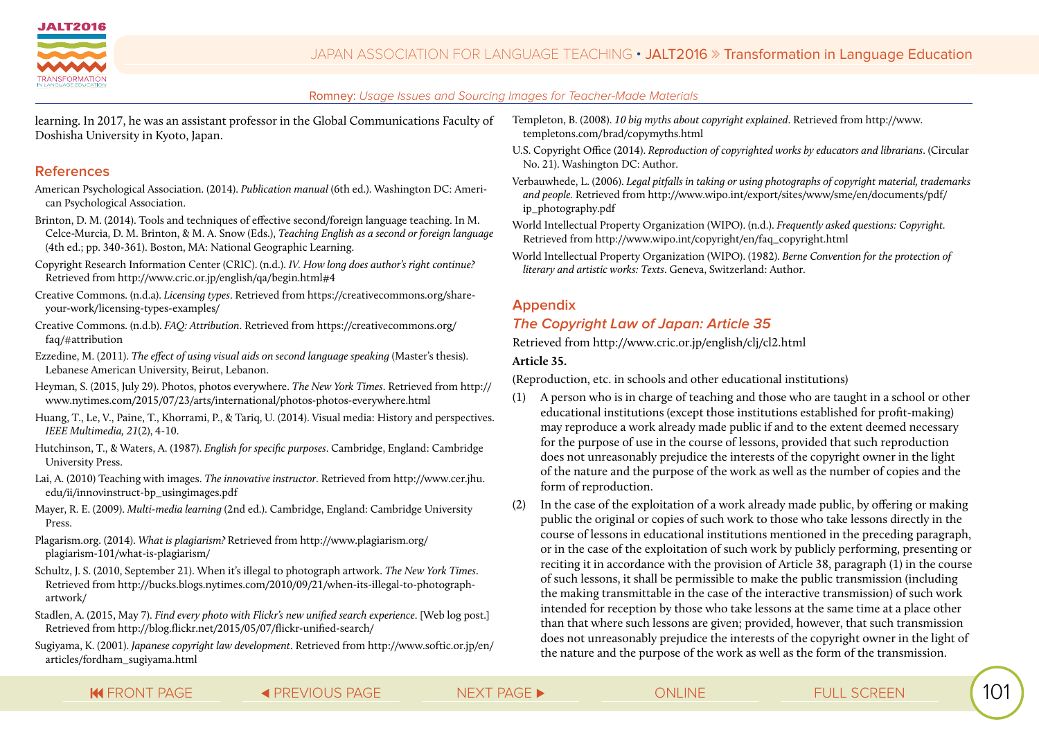learning. In 2017, he was an assistant professor in the Global Communications Faculty of Doshisha University in Kyoto, Japan.

## References

American Psychological Association. (2014). *Publication manual* (6th ed.). Washington DC: American Psychological Association.

Brinton, D. M. (2014). Tools and techniques of effective second/foreign language teaching. In M. Celce-Murcia, D. M. Brinton, & M. A. Snow (Eds.), *Teaching English as a second or foreign language* (4th ed.; pp. 340-361). Boston, MA: National Geographic Learning.

Copyright Research Information Center (CRIC). (n.d.). *IV. How long does author's right continue?* Retrieved from http://www.cric.or.jp/english/qa/begin.html#4

Creative Commons. (n.d.a). *Licensing types*. Retrieved from https://creativecommons.org/share-your-work/licensing-types-examples/

Creative Commons. (n.d.b). *FAQ: Attribution*. Retrieved from https://creativecommons.org/faq/#attribution

Ezzedine, M. (2011). *The effect of using visual aids on second language speaking* (Master's thesis). Lebanese American University, Beirut, Lebanon.

Heyman, S. (2015, July 29). Photos, photos everywhere. *The New York Times*. Retrieved from http://www.nytimes.com/2015/07/23/arts/international/photos-photos-everywhere.html

Huang, T., Le, V., Paine, T., Khorrami, P., & Tariq, U. (2014). Visual media: History and perspectives. *IEEE Multimedia, 21*(2), 4-10.

Hutchinson, T., & Waters, A. (1987). *English for specific purposes*. Cambridge, England: Cambridge University Press.

Lai, A. (2010) Teaching with images. *The innovative instructor*. Retrieved from http://www.cer.jhu.edu/ii/innovinstruct-bp_usingimages.pdf

Mayer, R. E. (2009). *Multi-media learning* (2nd ed.). Cambridge, England: Cambridge University Press.

Plagarism.org. (2014). *What is plagiarism?* Retrieved from http://www.plagiarism.org/plagiarism-101/what-is-plagiarism/

Schultz, J. S. (2010, September 21). When it's illegal to photograph artwork. *The New York Times*. Retrieved from http://bucks.blogs.nytimes.com/2010/09/21/when-its-illegal-to-photograph-artwork/

Stadlen, A. (2015, May 7). *Find every photo with Flickr's new unified search experience*. [Web log post.] Retrieved from http://blog.flickr.net/2015/05/07/flickr-unified-search/

Sugiyama, K. (2001). *Japanese copyright law development*. Retrieved from http://www.softic.or.jp/en/articles/fordham_sugiyama.html

Templeton, B. (2008). *10 big myths about copyright explained*. Retrieved from http://www.templetons.com/brad/copymyths.html

U.S. Copyright Office (2014). *Reproduction of copyrighted works by educators and librarians*. (Circular No. 21). Washington DC: Author.

Verbauwhede, L. (2006). *Legal pitfalls in taking or using photographs of copyright material, trademarks and people.* Retrieved from http://www.wipo.int/export/sites/www/sme/en/documents/pdf/ip_photography.pdf

World Intellectual Property Organization (WIPO). (n.d.). *Frequently asked questions: Copyright.* Retrieved from http://www.wipo.int/copyright/en/faq_copyright.html

World Intellectual Property Organization (WIPO). (1982). *Berne Convention for the protection of literary and artistic works: Texts*. Geneva, Switzerland: Author.

## Appendix

### *The Copyright Law of Japan: Article 35*

Retrieved from http://www.cric.or.jp/english/clj/cl2.html

**Article 35.**

(Reproduction, etc. in schools and other educational institutions)

(1) A person who is in charge of teaching and those who are taught in a school or other educational institutions (except those institutions established for profit-making) may reproduce a work already made public if and to the extent deemed necessary for the purpose of use in the course of lessons, provided that such reproduction does not unreasonably prejudice the interests of the copyright owner in the light of the nature and the purpose of the work as well as the number of copies and the form of reproduction.

(2) In the case of the exploitation of a work already made public, by offering or making public the original or copies of such work to those who take lessons directly in the course of lessons in educational institutions mentioned in the preceding paragraph, or in the case of the exploitation of such work by publicly performing, presenting or reciting it in accordance with the provision of Article 38, paragraph (1) in the course of such lessons, it shall be permissible to make the public transmission (including the making transmittable in the case of the interactive transmission) of such work intended for reception by those who take lessons at the same time at a place other than that where such lessons are given; provided, however, that such transmission does not unreasonably prejudice the interests of the copyright owner in the light of the nature and the purpose of the work as well as the form of the transmission.